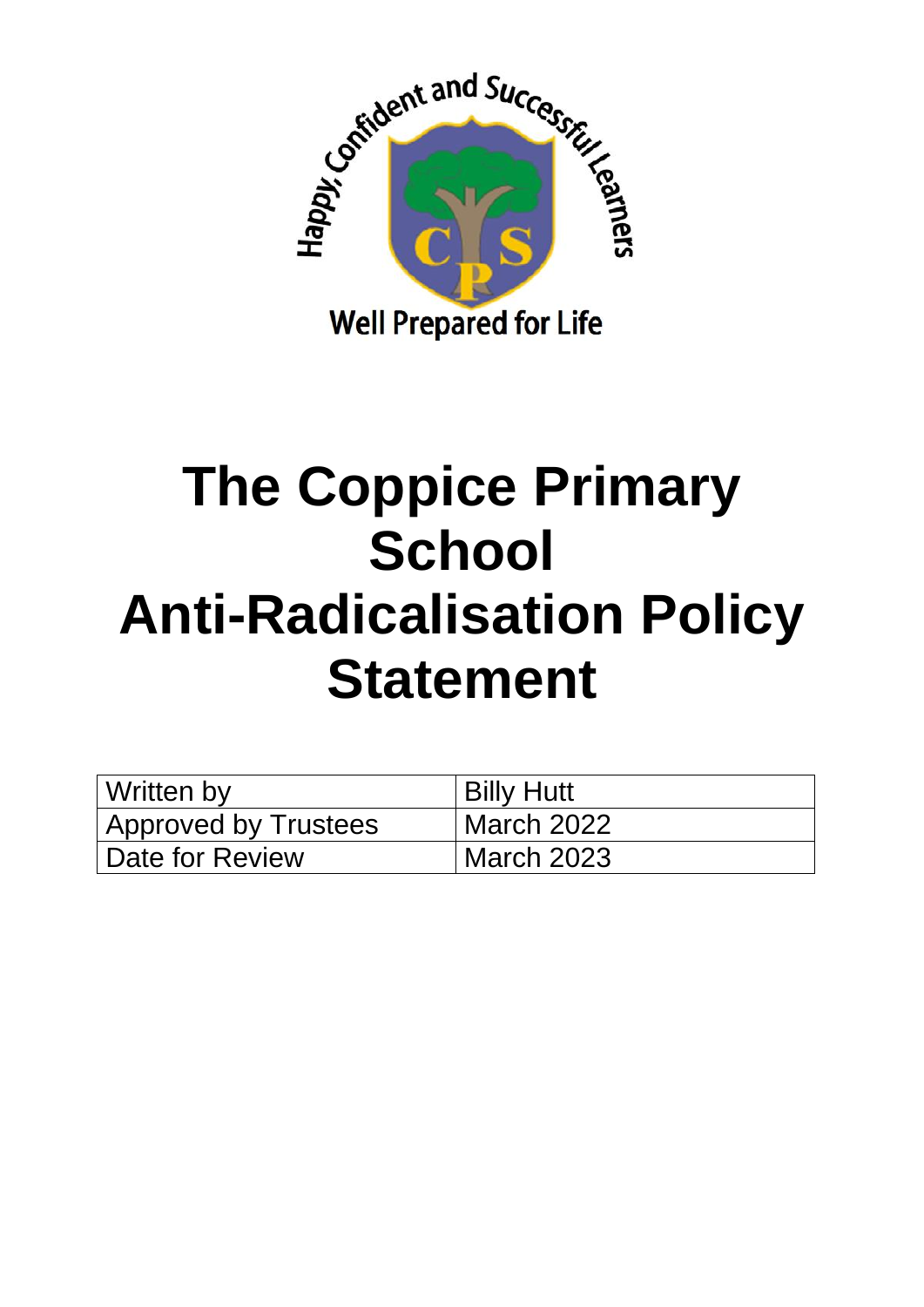Happy, Confident and Successful Learners

Well Prepared for Life

# The Coppice Primary School Anti-Radicalisation Policy Statement

| Written by | Billy Hutt |
|---|---|
| Approved by Trustees | March 2022 |
| Date for Review | March 2023 |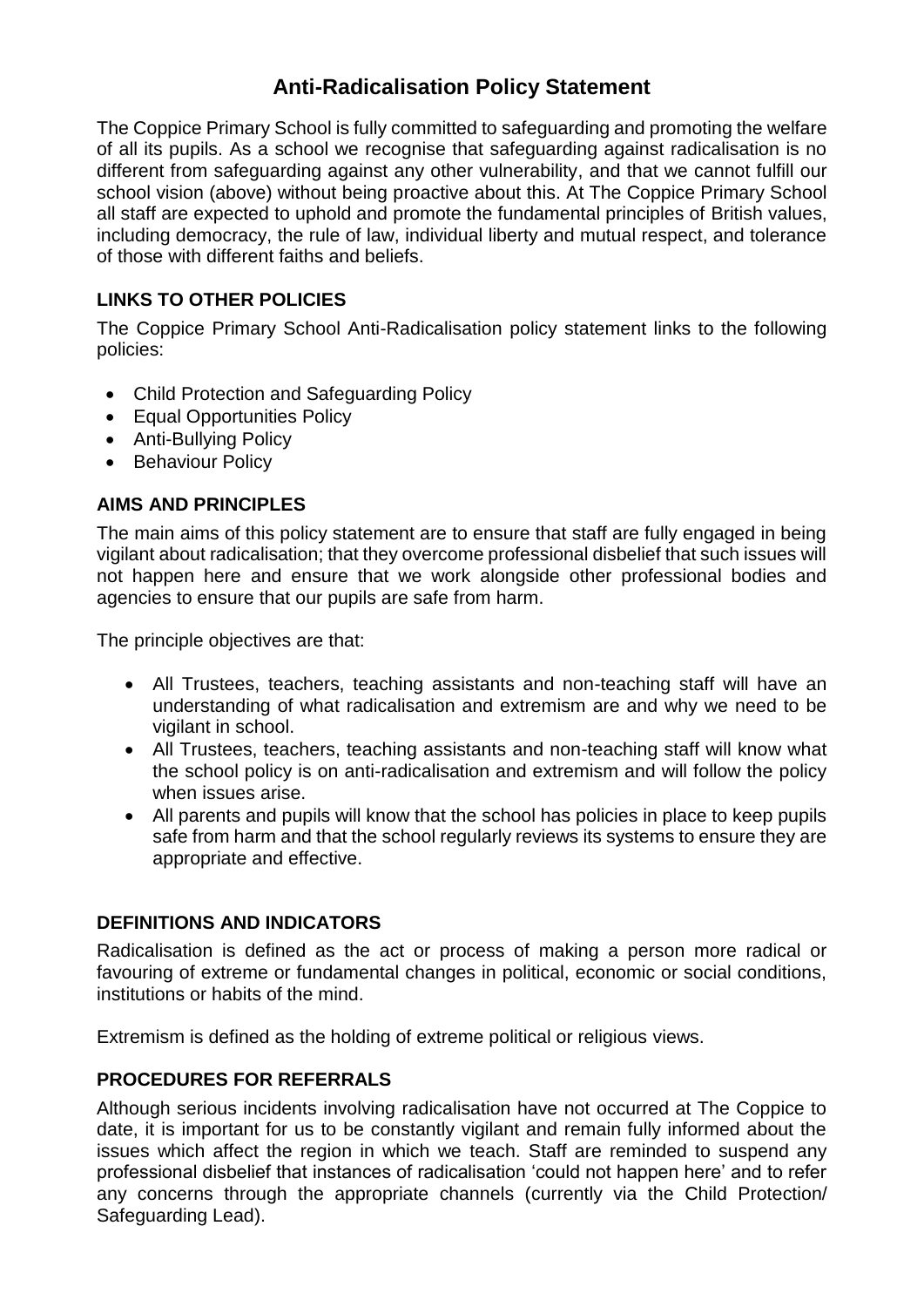# Anti-Radicalisation Policy Statement

The Coppice Primary School is fully committed to safeguarding and promoting the welfare of all its pupils. As a school we recognise that safeguarding against radicalisation is no different from safeguarding against any other vulnerability, and that we cannot fulfill our school vision (above) without being proactive about this. At The Coppice Primary School all staff are expected to uphold and promote the fundamental principles of British values, including democracy, the rule of law, individual liberty and mutual respect, and tolerance of those with different faiths and beliefs.

## LINKS TO OTHER POLICIES

The Coppice Primary School Anti-Radicalisation policy statement links to the following policies:

- Child Protection and Safeguarding Policy
- Equal Opportunities Policy
- Anti-Bullying Policy
- Behaviour Policy

## AIMS AND PRINCIPLES

The main aims of this policy statement are to ensure that staff are fully engaged in being vigilant about radicalisation; that they overcome professional disbelief that such issues will not happen here and ensure that we work alongside other professional bodies and agencies to ensure that our pupils are safe from harm.

The principle objectives are that:

- All Trustees, teachers, teaching assistants and non-teaching staff will have an understanding of what radicalisation and extremism are and why we need to be vigilant in school.
- All Trustees, teachers, teaching assistants and non-teaching staff will know what the school policy is on anti-radicalisation and extremism and will follow the policy when issues arise.
- All parents and pupils will know that the school has policies in place to keep pupils safe from harm and that the school regularly reviews its systems to ensure they are appropriate and effective.

## DEFINITIONS AND INDICATORS

Radicalisation is defined as the act or process of making a person more radical or favouring of extreme or fundamental changes in political, economic or social conditions, institutions or habits of the mind.

Extremism is defined as the holding of extreme political or religious views.

## PROCEDURES FOR REFERRALS

Although serious incidents involving radicalisation have not occurred at The Coppice to date, it is important for us to be constantly vigilant and remain fully informed about the issues which affect the region in which we teach. Staff are reminded to suspend any professional disbelief that instances of radicalisation 'could not happen here' and to refer any concerns through the appropriate channels (currently via the Child Protection/ Safeguarding Lead).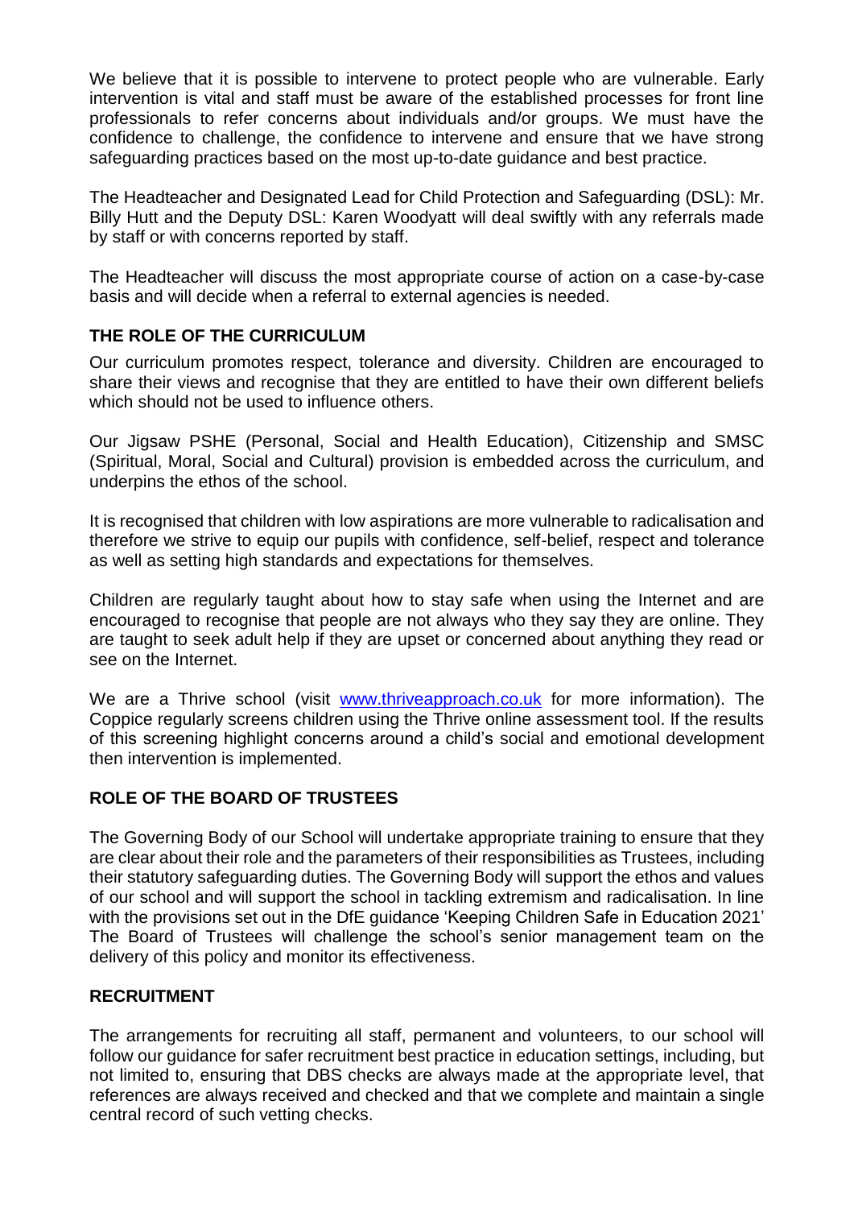We believe that it is possible to intervene to protect people who are vulnerable. Early intervention is vital and staff must be aware of the established processes for front line professionals to refer concerns about individuals and/or groups. We must have the confidence to challenge, the confidence to intervene and ensure that we have strong safeguarding practices based on the most up-to-date guidance and best practice.

The Headteacher and Designated Lead for Child Protection and Safeguarding (DSL): Mr. Billy Hutt and the Deputy DSL: Karen Woodyatt will deal swiftly with any referrals made by staff or with concerns reported by staff.

The Headteacher will discuss the most appropriate course of action on a case-by-case basis and will decide when a referral to external agencies is needed.

## THE ROLE OF THE CURRICULUM

Our curriculum promotes respect, tolerance and diversity. Children are encouraged to share their views and recognise that they are entitled to have their own different beliefs which should not be used to influence others.

Our Jigsaw PSHE (Personal, Social and Health Education), Citizenship and SMSC (Spiritual, Moral, Social and Cultural) provision is embedded across the curriculum, and underpins the ethos of the school.

It is recognised that children with low aspirations are more vulnerable to radicalisation and therefore we strive to equip our pupils with confidence, self-belief, respect and tolerance as well as setting high standards and expectations for themselves.

Children are regularly taught about how to stay safe when using the Internet and are encouraged to recognise that people are not always who they say they are online. They are taught to seek adult help if they are upset or concerned about anything they read or see on the Internet.

We are a Thrive school (visit www.thriveapproach.co.uk for more information). The Coppice regularly screens children using the Thrive online assessment tool. If the results of this screening highlight concerns around a child's social and emotional development then intervention is implemented.

## ROLE OF THE BOARD OF TRUSTEES

The Governing Body of our School will undertake appropriate training to ensure that they are clear about their role and the parameters of their responsibilities as Trustees, including their statutory safeguarding duties. The Governing Body will support the ethos and values of our school and will support the school in tackling extremism and radicalisation. In line with the provisions set out in the DfE guidance 'Keeping Children Safe in Education 2021' The Board of Trustees will challenge the school's senior management team on the delivery of this policy and monitor its effectiveness.

## RECRUITMENT

The arrangements for recruiting all staff, permanent and volunteers, to our school will follow our guidance for safer recruitment best practice in education settings, including, but not limited to, ensuring that DBS checks are always made at the appropriate level, that references are always received and checked and that we complete and maintain a single central record of such vetting checks.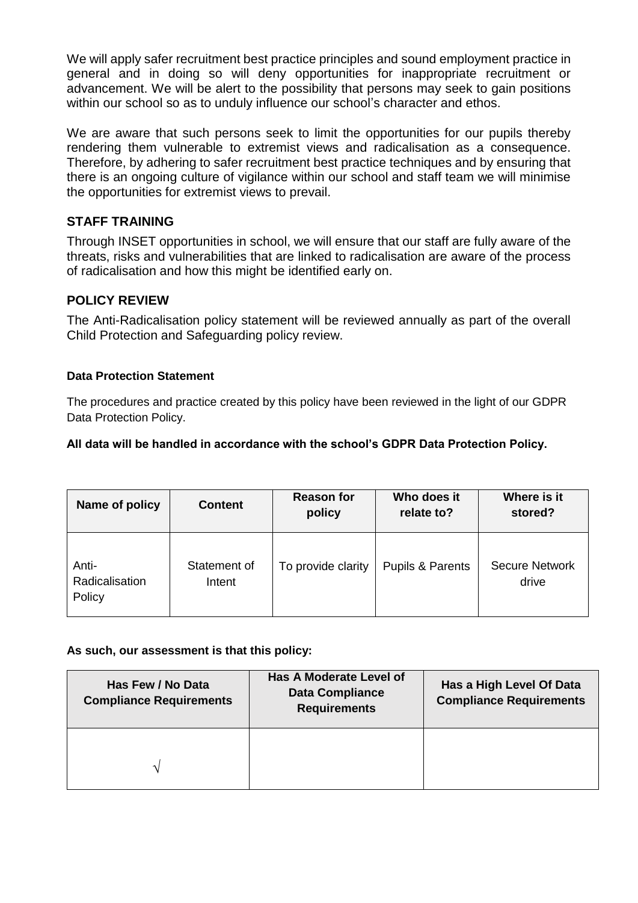We will apply safer recruitment best practice principles and sound employment practice in general and in doing so will deny opportunities for inappropriate recruitment or advancement. We will be alert to the possibility that persons may seek to gain positions within our school so as to unduly influence our school's character and ethos.

We are aware that such persons seek to limit the opportunities for our pupils thereby rendering them vulnerable to extremist views and radicalisation as a consequence. Therefore, by adhering to safer recruitment best practice techniques and by ensuring that there is an ongoing culture of vigilance within our school and staff team we will minimise the opportunities for extremist views to prevail.

## STAFF TRAINING

Through INSET opportunities in school, we will ensure that our staff are fully aware of the threats, risks and vulnerabilities that are linked to radicalisation are aware of the process of radicalisation and how this might be identified early on.

## POLICY REVIEW

The Anti-Radicalisation policy statement will be reviewed annually as part of the overall Child Protection and Safeguarding policy review.

**Data Protection Statement**

The procedures and practice created by this policy have been reviewed in the light of our GDPR Data Protection Policy.

**All data will be handled in accordance with the school's GDPR Data Protection Policy.**

| Name of policy | Content | Reason for policy | Who does it relate to? | Where is it stored? |
|---|---|---|---|---|
| Anti-Radicalisation Policy | Statement of Intent | To provide clarity | Pupils & Parents | Secure Network drive |

**As such, our assessment is that this policy:**

| Has Few / No Data Compliance Requirements | Has A Moderate Level of Data Compliance Requirements | Has a High Level Of Data Compliance Requirements |
|---|---|---|
| √ | | |